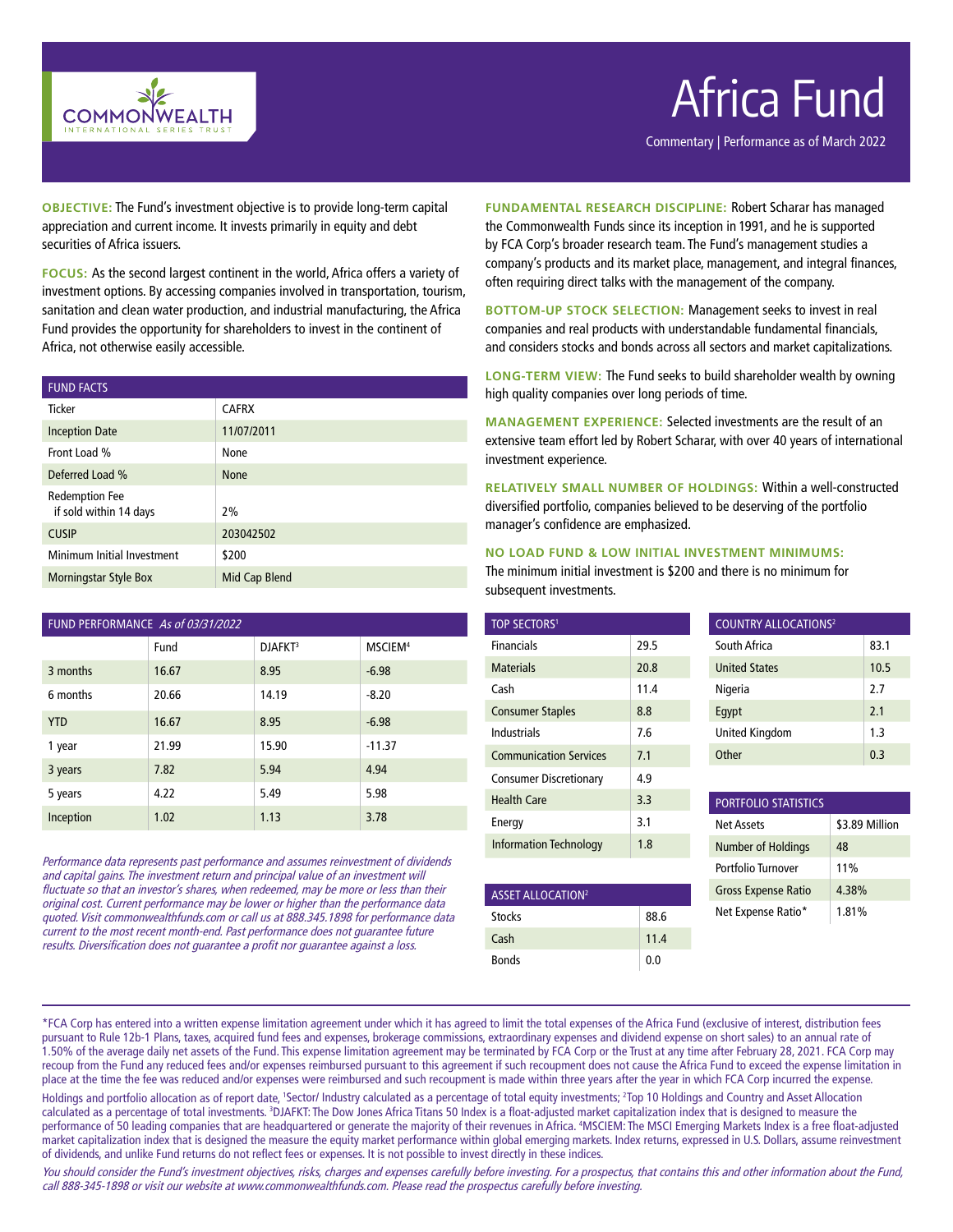COMMONWEALTH INTERNATIONAL SERIES TRUST

# Africa Fund

Commentary | Performance as of March 2022

**OBJECTIVE:** The Fund's investment objective is to provide long-term capital appreciation and current income. It invests primarily in equity and debt securities of Africa issuers.

**FOCUS:** As the second largest continent in the world, Africa offers a variety of investment options. By accessing companies involved in transportation, tourism, sanitation and clean water production, and industrial manufacturing, the Africa Fund provides the opportunity for shareholders to invest in the continent of Africa, not otherwise easily accessible.

| FUND FACTS | |
|---|---|
| Ticker | CAFRX |
| Inception Date | 11/07/2011 |
| Front Load % | None |
| Deferred Load % | None |
| Redemption Fee if sold within 14 days | 2% |
| CUSIP | 203042502 |
| Minimum Initial Investment | $200 |
| Morningstar Style Box | Mid Cap Blend |

| FUND PERFORMANCE *As of 03/31/2022* | Fund | DJAFKT[3] | MSCIEM[4] |
|---|---|---|---|
| 3 months | 16.67 | 8.95 | -6.98 |
| 6 months | 20.66 | 14.19 | -8.20 |
| YTD | 16.67 | 8.95 | -6.98 |
| 1 year | 21.99 | 15.90 | -11.37 |
| 3 years | 7.82 | 5.94 | 4.94 |
| 5 years | 4.22 | 5.49 | 5.98 |
| Inception | 1.02 | 1.13 | 3.78 |

*Performance data represents past performance and assumes reinvestment of dividends and capital gains. The investment return and principal value of an investment will fluctuate so that an investor's shares, when redeemed, may be more or less than their original cost. Current performance may be lower or higher than the performance data quoted. Visit commonwealthfunds.com or call us at 888.345.1898 for performance data current to the most recent month-end. Past performance does not guarantee future results. Diversification does not guarantee a profit nor guarantee against a loss.*

**FUNDAMENTAL RESEARCH DISCIPLINE:** Robert Scharar has managed the Commonwealth Funds since its inception in 1991, and he is supported by FCA Corp's broader research team. The Fund's management studies a company's products and its market place, management, and integral finances, often requiring direct talks with the management of the company.

**BOTTOM-UP STOCK SELECTION:** Management seeks to invest in real companies and real products with understandable fundamental financials, and considers stocks and bonds across all sectors and market capitalizations.

**LONG-TERM VIEW:** The Fund seeks to build shareholder wealth by owning high quality companies over long periods of time.

**MANAGEMENT EXPERIENCE:** Selected investments are the result of an extensive team effort led by Robert Scharar, with over 40 years of international investment experience.

**RELATIVELY SMALL NUMBER OF HOLDINGS:** Within a well-constructed diversified portfolio, companies believed to be deserving of the portfolio manager's confidence are emphasized.

**NO LOAD FUND & LOW INITIAL INVESTMENT MINIMUMS:** The minimum initial investment is $200 and there is no minimum for subsequent investments.

| TOP SECTORS[1] | |
|---|---|
| Financials | 29.5 |
| Materials | 20.8 |
| Cash | 11.4 |
| Consumer Staples | 8.8 |
| Industrials | 7.6 |
| Communication Services | 7.1 |
| Consumer Discretionary | 4.9 |
| Health Care | 3.3 |
| Energy | 3.1 |
| Information Technology | 1.8 |

| ASSET ALLOCATION[2] | |
|---|---|
| Stocks | 88.6 |
| Cash | 11.4 |
| Bonds | 0.0 |

| COUNTRY ALLOCATIONS[2] | |
|---|---|
| South Africa | 83.1 |
| United States | 10.5 |
| Nigeria | 2.7 |
| Egypt | 2.1 |
| United Kingdom | 1.3 |
| Other | 0.3 |

| PORTFOLIO STATISTICS | |
|---|---|
| Net Assets | $3.89 Million |
| Number of Holdings | 48 |
| Portfolio Turnover | 11% |
| Gross Expense Ratio | 4.38% |
| Net Expense Ratio* | 1.81% |

*FCA Corp has entered into a written expense limitation agreement under which it has agreed to limit the total expenses of the Africa Fund (exclusive of interest, distribution fees pursuant to Rule 12b-1 Plans, taxes, acquired fund fees and expenses, brokerage commissions, extraordinary expenses and dividend expense on short sales) to an annual rate of 1.50% of the average daily net assets of the Fund. This expense limitation agreement may be terminated by FCA Corp or the Trust at any time after February 28, 2021. FCA Corp may recoup from the Fund any reduced fees and/or expenses reimbursed pursuant to this agreement if such recoupment does not cause the Africa Fund to exceed the expense limitation in place at the time the fee was reduced and/or expenses were reimbursed and such recoupment is made within three years after the year in which FCA Corp incurred the expense.

Holdings and portfolio allocation as of report date, [1]Sector/ Industry calculated as a percentage of total equity investments; [2]Top 10 Holdings and Country and Asset Allocation calculated as a percentage of total investments. [3]DJAFKT: The Dow Jones Africa Titans 50 Index is a float-adjusted market capitalization index that is designed to measure the performance of 50 leading companies that are headquartered or generate the majority of their revenues in Africa. [4]MSCIEM: The MSCI Emerging Markets Index is a free float-adjusted market capitalization index that is designed the measure the equity market performance within global emerging markets. Index returns, expressed in U.S. Dollars, assume reinvestment of dividends, and unlike Fund returns do not reflect fees or expenses. It is not possible to invest directly in these indices.

*You should consider the Fund's investment objectives, risks, charges and expenses carefully before investing. For a prospectus, that contains this and other information about the Fund, call 888-345-1898 or visit our website at www.commonwealthfunds.com. Please read the prospectus carefully before investing.*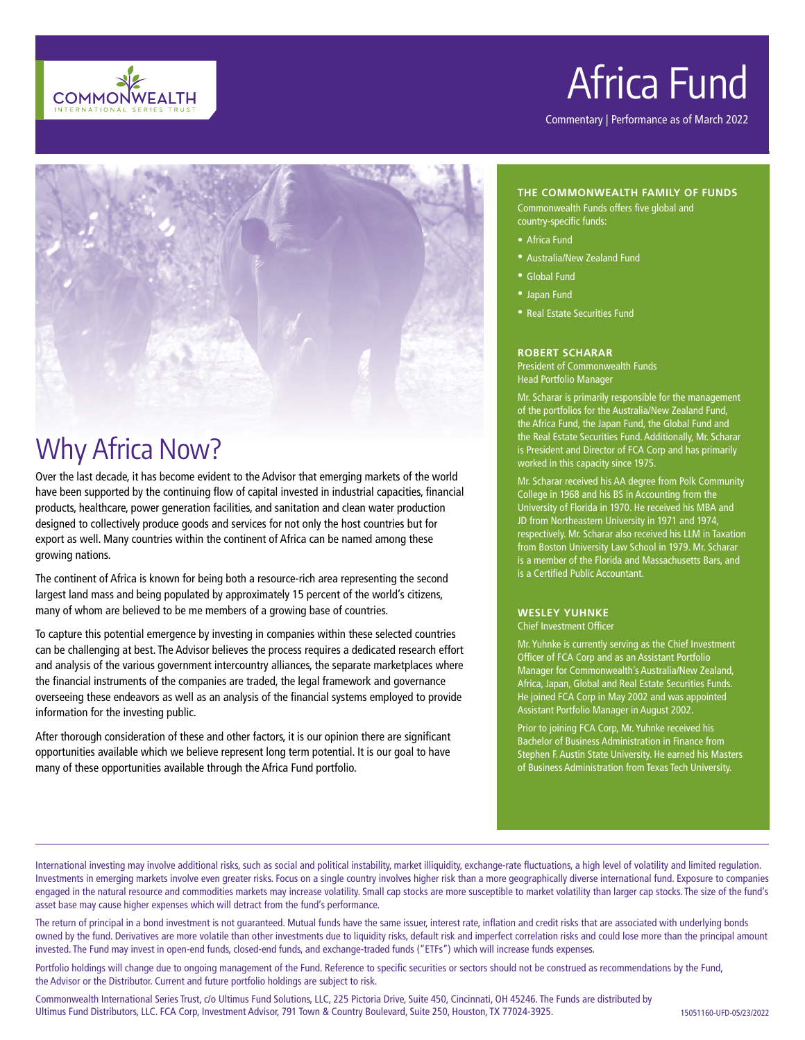COMMONWEALTH INTERNATIONAL SERIES TRUST

# Africa Fund

Commentary | Performance as of March 2022

## Why Africa Now?

Over the last decade, it has become evident to the Advisor that emerging markets of the world have been supported by the continuing flow of capital invested in industrial capacities, financial products, healthcare, power generation facilities, and sanitation and clean water production designed to collectively produce goods and services for not only the host countries but for export as well. Many countries within the continent of Africa can be named among these growing nations.

The continent of Africa is known for being both a resource-rich area representing the second largest land mass and being populated by approximately 15 percent of the world's citizens, many of whom are believed to be me members of a growing base of countries.

To capture this potential emergence by investing in companies within these selected countries can be challenging at best. The Advisor believes the process requires a dedicated research effort and analysis of the various government intercountry alliances, the separate marketplaces where the financial instruments of the companies are traded, the legal framework and governance overseeing these endeavors as well as an analysis of the financial systems employed to provide information for the investing public.

After thorough consideration of these and other factors, it is our opinion there are significant opportunities available which we believe represent long term potential. It is our goal to have many of these opportunities available through the Africa Fund portfolio.

### THE COMMONWEALTH FAMILY OF FUNDS

Commonwealth Funds offers five global and country-specific funds:

- Africa Fund
- Australia/New Zealand Fund
- Global Fund
- Japan Fund
- Real Estate Securities Fund

### ROBERT SCHARAR

President of Commonwealth Funds
Head Portfolio Manager

Mr. Scharar is primarily responsible for the management of the portfolios for the Australia/New Zealand Fund, the Africa Fund, the Japan Fund, the Global Fund and the Real Estate Securities Fund. Additionally, Mr. Scharar is President and Director of FCA Corp and has primarily worked in this capacity since 1975.

Mr. Scharar received his AA degree from Polk Community College in 1968 and his BS in Accounting from the University of Florida in 1970. He received his MBA and JD from Northeastern University in 1971 and 1974, respectively. Mr. Scharar also received his LLM in Taxation from Boston University Law School in 1979. Mr. Scharar is a member of the Florida and Massachusetts Bars, and is a Certified Public Accountant.

### WESLEY YUHNKE

Chief Investment Officer

Mr. Yuhnke is currently serving as the Chief Investment Officer of FCA Corp and as an Assistant Portfolio Manager for Commonwealth's Australia/New Zealand, Africa, Japan, Global and Real Estate Securities Funds. He joined FCA Corp in May 2002 and was appointed Assistant Portfolio Manager in August 2002.

Prior to joining FCA Corp, Mr. Yuhnke received his Bachelor of Business Administration in Finance from Stephen F. Austin State University. He earned his Masters of Business Administration from Texas Tech University.

---

International investing may involve additional risks, such as social and political instability, market illiquidity, exchange-rate fluctuations, a high level of volatility and limited regulation. Investments in emerging markets involve even greater risks. Focus on a single country involves higher risk than a more geographically diverse international fund. Exposure to companies engaged in the natural resource and commodities markets may increase volatility. Small cap stocks are more susceptible to market volatility than larger cap stocks. The size of the fund's asset base may cause higher expenses which will detract from the fund's performance.

The return of principal in a bond investment is not guaranteed. Mutual funds have the same issuer, interest rate, inflation and credit risks that are associated with underlying bonds owned by the fund. Derivatives are more volatile than other investments due to liquidity risks, default risk and imperfect correlation risks and could lose more than the principal amount invested. The Fund may invest in open-end funds, closed-end funds, and exchange-traded funds ("ETFs") which will increase funds expenses.

Portfolio holdings will change due to ongoing management of the Fund. Reference to specific securities or sectors should not be construed as recommendations by the Fund, the Advisor or the Distributor. Current and future portfolio holdings are subject to risk.

Commonwealth International Series Trust, c/o Ultimus Fund Solutions, LLC, 225 Pictoria Drive, Suite 450, Cincinnati, OH 45246. The Funds are distributed by Ultimus Fund Distributors, LLC. FCA Corp, Investment Advisor, 791 Town & Country Boulevard, Suite 250, Houston, TX 77024-3925.

15051160-UFD-05/23/2022